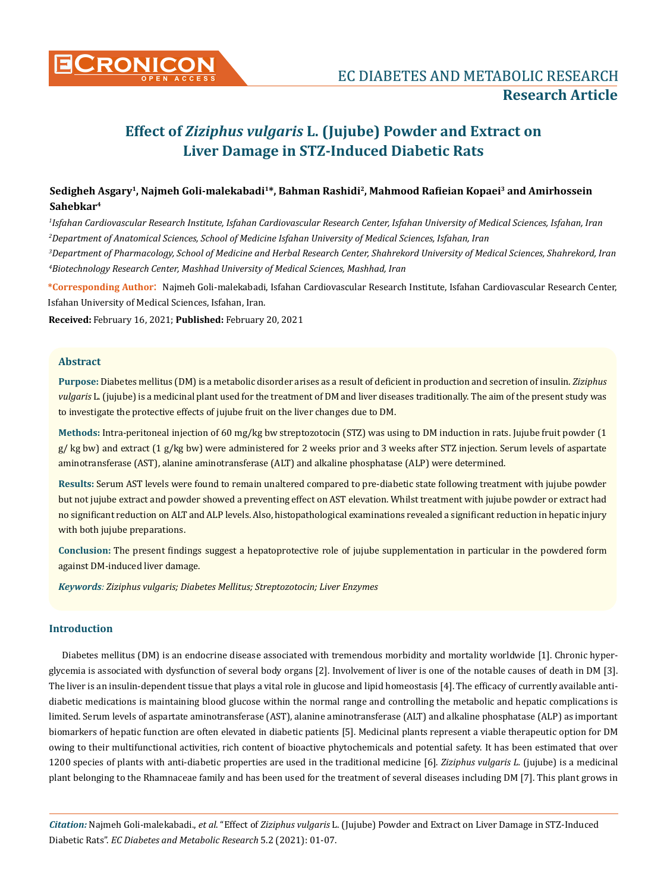# Effect of *Ziziphus vulgaris* L. (Jujube) Powder and Extract on Liver Damage in STZ-Induced Diabetic Rats

**Research Article**

**Sedigheh Asgary[1], Najmeh Goli-malekabadi[1]*, Bahman Rashidi[2], Mahmood Rafieian Kopaei[3] and Amirhossein Sahebkar[4]**

[1]*Isfahan Cardiovascular Research Institute, Isfahan Cardiovascular Research Center, Isfahan University of Medical Sciences, Isfahan, Iran*

[2]*Department of Anatomical Sciences, School of Medicine Isfahan University of Medical Sciences, Isfahan, Iran*

[3]*Department of Pharmacology, School of Medicine and Herbal Research Center, Shahrekord University of Medical Sciences, Shahrekord, Iran*

[4]*Biotechnology Research Center, Mashhad University of Medical Sciences, Mashhad, Iran*

**\*Corresponding Author**: Najmeh Goli-malekabadi, Isfahan Cardiovascular Research Institute, Isfahan Cardiovascular Research Center, Isfahan University of Medical Sciences, Isfahan, Iran.

**Received:** February 16, 2021; **Published:** February 20, 2021

## Abstract

**Purpose:** Diabetes mellitus (DM) is a metabolic disorder arises as a result of deficient in production and secretion of insulin. *Ziziphus vulgaris* L. (jujube) is a medicinal plant used for the treatment of DM and liver diseases traditionally. The aim of the present study was to investigate the protective effects of jujube fruit on the liver changes due to DM.

**Methods:** Intra-peritoneal injection of 60 mg/kg bw streptozotocin (STZ) was using to DM induction in rats. Jujube fruit powder (1 g/ kg bw) and extract (1 g/kg bw) were administered for 2 weeks prior and 3 weeks after STZ injection. Serum levels of aspartate aminotransferase (AST), alanine aminotransferase (ALT) and alkaline phosphatase (ALP) were determined.

**Results:** Serum AST levels were found to remain unaltered compared to pre-diabetic state following treatment with jujube powder but not jujube extract and powder showed a preventing effect on AST elevation. Whilst treatment with jujube powder or extract had no significant reduction on ALT and ALP levels. Also, histopathological examinations revealed a significant reduction in hepatic injury with both jujube preparations.

**Conclusion:** The present findings suggest a hepatoprotective role of jujube supplementation in particular in the powdered form against DM-induced liver damage.

***Keywords**: Ziziphus vulgaris; Diabetes Mellitus; Streptozotocin; Liver Enzymes*

## Introduction

Diabetes mellitus (DM) is an endocrine disease associated with tremendous morbidity and mortality worldwide [1]. Chronic hyperglycemia is associated with dysfunction of several body organs [2]. Involvement of liver is one of the notable causes of death in DM [3]. The liver is an insulin-dependent tissue that plays a vital role in glucose and lipid homeostasis [4]. The efficacy of currently available antidiabetic medications is maintaining blood glucose within the normal range and controlling the metabolic and hepatic complications is limited. Serum levels of aspartate aminotransferase (AST), alanine aminotransferase (ALT) and alkaline phosphatase (ALP) as important biomarkers of hepatic function are often elevated in diabetic patients [5]. Medicinal plants represent a viable therapeutic option for DM owing to their multifunctional activities, rich content of bioactive phytochemicals and potential safety. It has been estimated that over 1200 species of plants with anti-diabetic properties are used in the traditional medicine [6]. *Ziziphus vulgaris L.* (jujube) is a medicinal plant belonging to the Rhamnaceae family and has been used for the treatment of several diseases including DM [7]. This plant grows in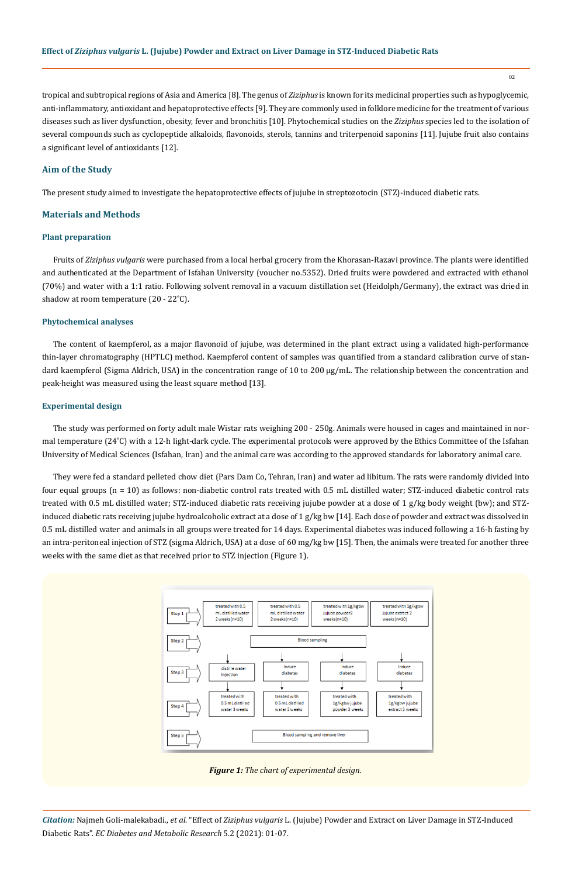tropical and subtropical regions of Asia and America [8]. The genus of *Ziziphus* is known for its medicinal properties such as hypoglycemic, anti-inflammatory, antioxidant and hepatoprotective effects [9]. They are commonly used in folklore medicine for the treatment of various diseases such as liver dysfunction, obesity, fever and bronchitis [10]. Phytochemical studies on the *Ziziphus* species led to the isolation of several compounds such as cyclopeptide alkaloids, flavonoids, sterols, tannins and triterpenoid saponins [11]. Jujube fruit also contains a significant level of antioxidants [12].

## Aim of the Study

The present study aimed to investigate the hepatoprotective effects of jujube in streptozotocin (STZ)-induced diabetic rats.

## Materials and Methods

### Plant preparation

Fruits of *Ziziphus vulgaris* were purchased from a local herbal grocery from the Khorasan-Razavi province. The plants were identified and authenticated at the Department of Isfahan University (voucher no.5352). Dried fruits were powdered and extracted with ethanol (70%) and water with a 1:1 ratio. Following solvent removal in a vacuum distillation set (Heidolph/Germany), the extract was dried in shadow at room temperature (20 - 22°C).

### Phytochemical analyses

The content of kaempferol, as a major flavonoid of jujube, was determined in the plant extract using a validated high-performance thin-layer chromatography (HPTLC) method. Kaempferol content of samples was quantified from a standard calibration curve of standard kaempferol (Sigma Aldrich, USA) in the concentration range of 10 to 200 μg/mL. The relationship between the concentration and peak-height was measured using the least square method [13].

### Experimental design

The study was performed on forty adult male Wistar rats weighing 200 - 250g. Animals were housed in cages and maintained in normal temperature (24°C) with a 12-h light-dark cycle. The experimental protocols were approved by the Ethics Committee of the Isfahan University of Medical Sciences (Isfahan, Iran) and the animal care was according to the approved standards for laboratory animal care.

They were fed a standard pelleted chow diet (Pars Dam Co, Tehran, Iran) and water ad libitum. The rats were randomly divided into four equal groups (n = 10) as follows: non-diabetic control rats treated with 0.5 mL distilled water; STZ-induced diabetic control rats treated with 0.5 mL distilled water; STZ-induced diabetic rats receiving jujube powder at a dose of 1 g/kg body weight (bw); and STZ-induced diabetic rats receiving jujube hydroalcoholic extract at a dose of 1 g/kg bw [14]. Each dose of powder and extract was dissolved in 0.5 mL distilled water and animals in all groups were treated for 14 days. Experimental diabetes was induced following a 16-h fasting by an intra-peritoneal injection of STZ (sigma Aldrich, USA) at a dose of 60 mg/kg bw [15]. Then, the animals were treated for another three weeks with the same diet as that received prior to STZ injection (Figure 1).

| Step | Group 1 | Group 2 | Group 3 | Group 4 |
|---|---|---|---|---|
| Step 1 | treated with 0.5 mL distilled water 2 weeks(n=10) | treated with 0.5 mL distilled water 2 weeks(n=10) | treated with 1g/kgbw jujube powder2 weeks(n=10) | treated with 1g/kgbw jujube extract 2 weeks(n=10) |
| Step 2 | Blood sampling | | | |
| Step 3 | distille water injection | induce diabetes | induce diabetes | induce diabetes |
| Step 4 | treated with 0.5 mL distilled water 3 weeks | treated with 0.5 mL distilled water 3 weeks | treated with 1g/kgbw jujube powder 3 weeks | treated with 1g/kgbw jujube extract 3 weeks |
| Step 5 | Blood sampling and remove liver | | | |

***Figure 1:*** *The chart of experimental design.*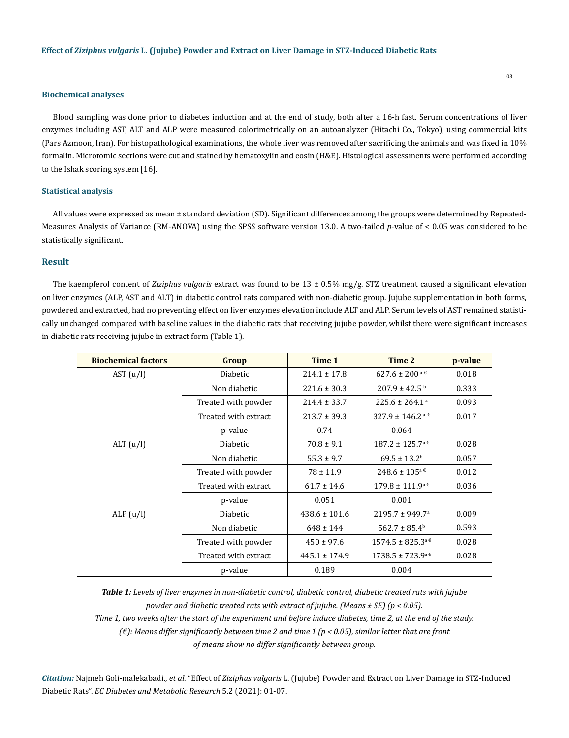### Biochemical analyses

Blood sampling was done prior to diabetes induction and at the end of study, both after a 16-h fast. Serum concentrations of liver enzymes including AST, ALT and ALP were measured colorimetrically on an autoanalyzer (Hitachi Co., Tokyo), using commercial kits (Pars Azmoon, Iran). For histopathological examinations, the whole liver was removed after sacrificing the animals and was fixed in 10% formalin. Microtomic sections were cut and stained by hematoxylin and eosin (H&E). Histological assessments were performed according to the Ishak scoring system [16].

### Statistical analysis

All values were expressed as mean ± standard deviation (SD). Significant differences among the groups were determined by Repeated-Measures Analysis of Variance (RM-ANOVA) using the SPSS software version 13.0. A two-tailed *p*-value of < 0.05 was considered to be statistically significant.

## Result

The kaempferol content of *Ziziphus vulgaris* extract was found to be 13 ± 0.5% mg/g. STZ treatment caused a significant elevation on liver enzymes (ALP, AST and ALT) in diabetic control rats compared with non-diabetic group. Jujube supplementation in both forms, powdered and extracted, had no preventing effect on liver enzymes elevation include ALT and ALP. Serum levels of AST remained statistically unchanged compared with baseline values in the diabetic rats that receiving jujube powder, whilst there were significant increases in diabetic rats receiving jujube in extract form (Table 1).

| Biochemical factors | Group | Time 1 | Time 2 | p-value |
|---|---|---|---|---|
| AST (u/l) | Diabetic | 214.1 ± 17.8 | 627.6 ± 200 [a €] | 0.018 |
| | Non diabetic | 221.6 ± 30.3 | 207.9 ± 42.5 [b] | 0.333 |
| | Treated with powder | 214.4 ± 33.7 | 225.6 ± 264.1 [a] | 0.093 |
| | Treated with extract | 213.7 ± 39.3 | 327.9 ± 146.2 [a €] | 0.017 |
| | p-value | 0.74 | 0.064 | |
| ALT (u/l) | Diabetic | 70.8 ± 9.1 | 187.2 ± 125.7 [a €] | 0.028 |
| | Non diabetic | 55.3 ± 9.7 | 69.5 ± 13.2 [b] | 0.057 |
| | Treated with powder | 78 ± 11.9 | 248.6 ± 105 [a €] | 0.012 |
| | Treated with extract | 61.7 ± 14.6 | 179.8 ± 111.9 [a €] | 0.036 |
| | p-value | 0.051 | 0.001 | |
| ALP (u/l) | Diabetic | 438.6 ± 101.6 | 2195.7 ± 949.7 [a] | 0.009 |
| | Non diabetic | 648 ± 144 | 562.7 ± 85.4 [b] | 0.593 |
| | Treated with powder | 450 ± 97.6 | 1574.5 ± 825.3 [a €] | 0.028 |
| | Treated with extract | 445.1 ± 174.9 | 1738.5 ± 723.9 [a €] | 0.028 |
| | p-value | 0.189 | 0.004 | |

***Table 1:*** *Levels of liver enzymes in non-diabetic control, diabetic control, diabetic treated rats with jujube powder and diabetic treated rats with extract of jujube. (Means ± SE) (p < 0.05).*
*Time 1, two weeks after the start of the experiment and before induce diabetes, time 2, at the end of the study.*
*(€): Means differ significantly between time 2 and time 1 (p < 0.05), similar letter that are front of means show no differ significantly between group.*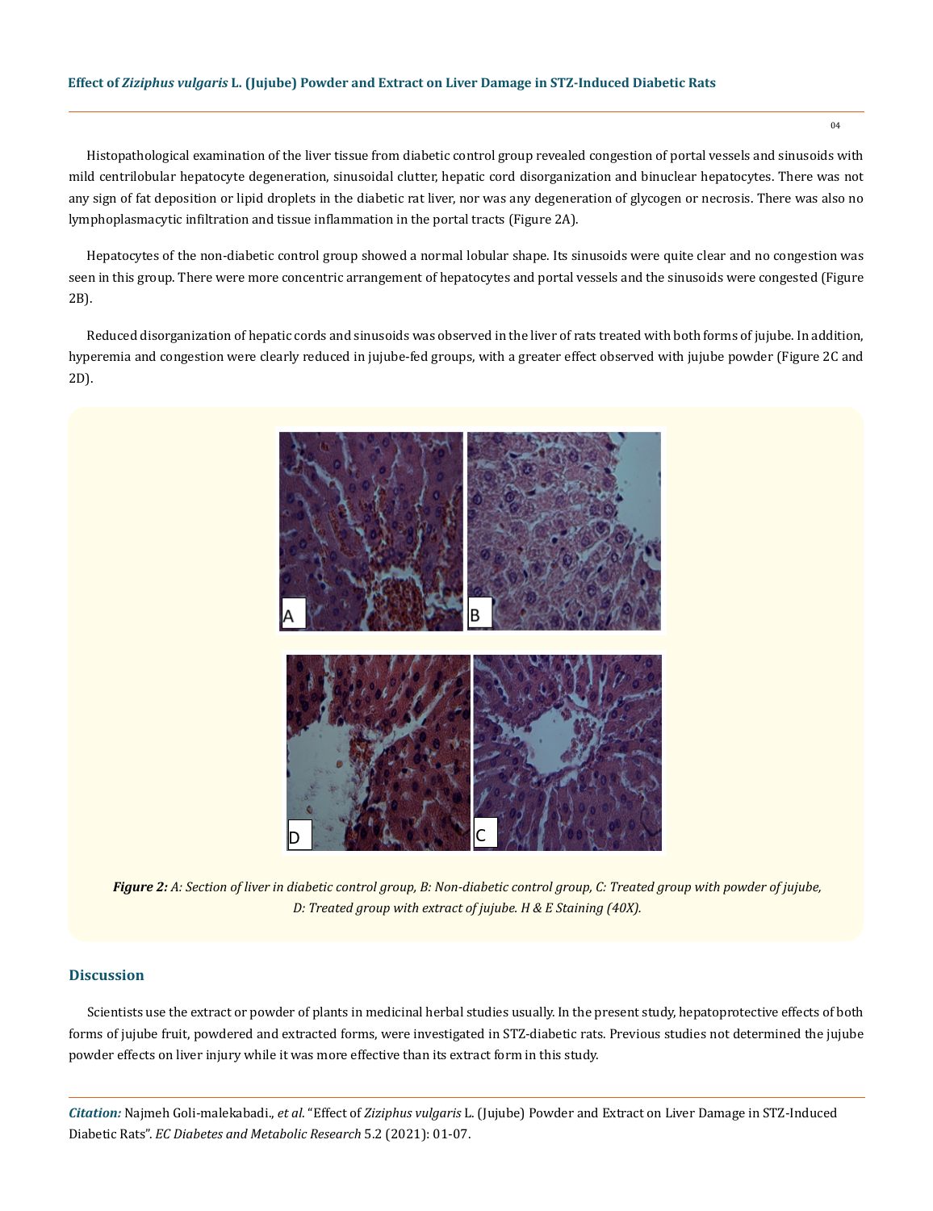Histopathological examination of the liver tissue from diabetic control group revealed congestion of portal vessels and sinusoids with mild centrilobular hepatocyte degeneration, sinusoidal clutter, hepatic cord disorganization and binuclear hepatocytes. There was not any sign of fat deposition or lipid droplets in the diabetic rat liver, nor was any degeneration of glycogen or necrosis. There was also no lymphoplasmacytic infiltration and tissue inflammation in the portal tracts (Figure 2A).

Hepatocytes of the non-diabetic control group showed a normal lobular shape. Its sinusoids were quite clear and no congestion was seen in this group. There were more concentric arrangement of hepatocytes and portal vessels and the sinusoids were congested (Figure 2B).

Reduced disorganization of hepatic cords and sinusoids was observed in the liver of rats treated with both forms of jujube. In addition, hyperemia and congestion were clearly reduced in jujube-fed groups, with a greater effect observed with jujube powder (Figure 2C and 2D).

***Figure 2:*** *A: Section of liver in diabetic control group, B: Non-diabetic control group, C: Treated group with powder of jujube, D: Treated group with extract of jujube. H & E Staining (40X).*

## Discussion

Scientists use the extract or powder of plants in medicinal herbal studies usually. In the present study, hepatoprotective effects of both forms of jujube fruit, powdered and extracted forms, were investigated in STZ-diabetic rats. Previous studies not determined the jujube powder effects on liver injury while it was more effective than its extract form in this study.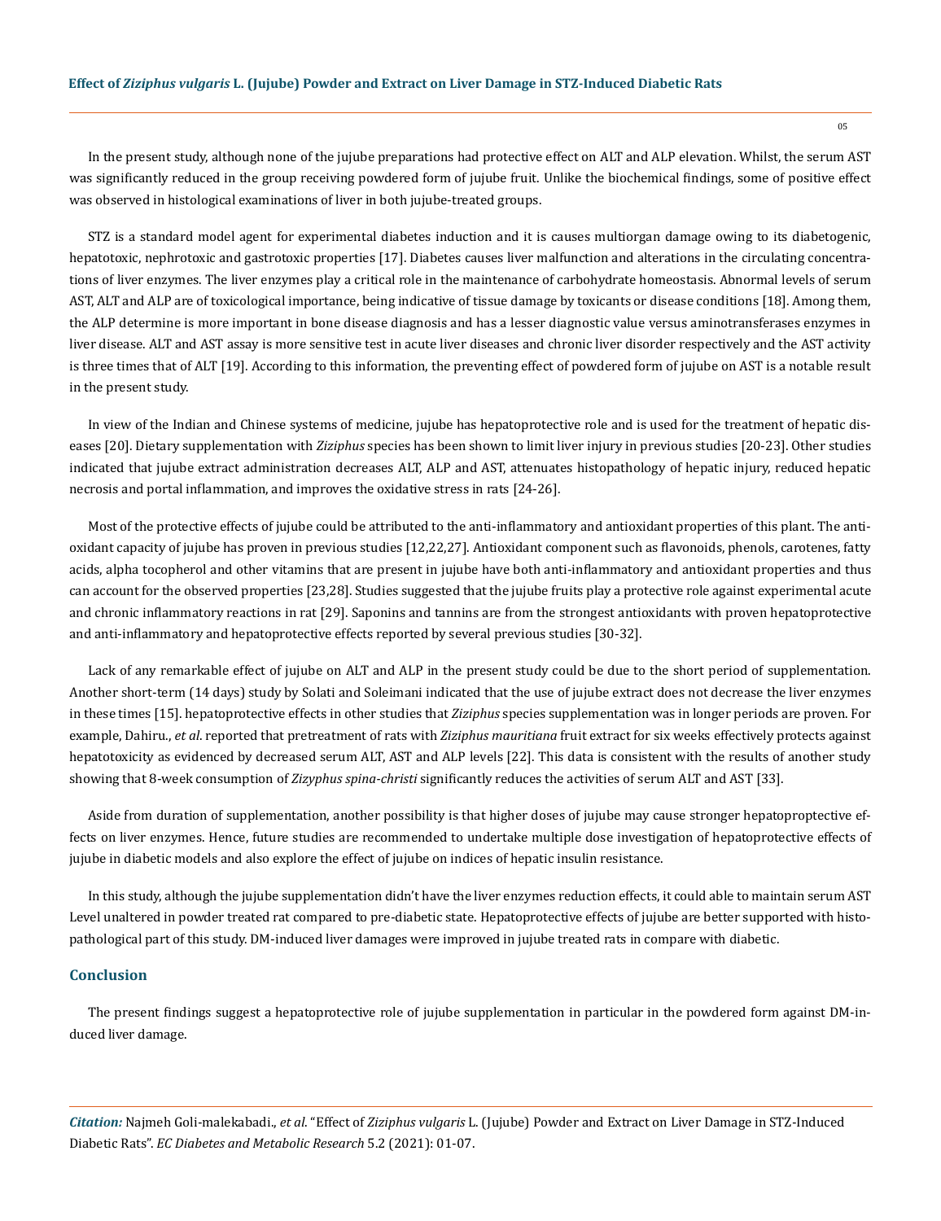In the present study, although none of the jujube preparations had protective effect on ALT and ALP elevation. Whilst, the serum AST was significantly reduced in the group receiving powdered form of jujube fruit. Unlike the biochemical findings, some of positive effect was observed in histological examinations of liver in both jujube-treated groups.

STZ is a standard model agent for experimental diabetes induction and it is causes multiorgan damage owing to its diabetogenic, hepatotoxic, nephrotoxic and gastrotoxic properties [17]. Diabetes causes liver malfunction and alterations in the circulating concentrations of liver enzymes. The liver enzymes play a critical role in the maintenance of carbohydrate homeostasis. Abnormal levels of serum AST, ALT and ALP are of toxicological importance, being indicative of tissue damage by toxicants or disease conditions [18]. Among them, the ALP determine is more important in bone disease diagnosis and has a lesser diagnostic value versus aminotransferases enzymes in liver disease. ALT and AST assay is more sensitive test in acute liver diseases and chronic liver disorder respectively and the AST activity is three times that of ALT [19]. According to this information, the preventing effect of powdered form of jujube on AST is a notable result in the present study.

In view of the Indian and Chinese systems of medicine, jujube has hepatoprotective role and is used for the treatment of hepatic diseases [20]. Dietary supplementation with *Ziziphus* species has been shown to limit liver injury in previous studies [20-23]. Other studies indicated that jujube extract administration decreases ALT, ALP and AST, attenuates histopathology of hepatic injury, reduced hepatic necrosis and portal inflammation, and improves the oxidative stress in rats [24-26].

Most of the protective effects of jujube could be attributed to the anti-inflammatory and antioxidant properties of this plant. The antioxidant capacity of jujube has proven in previous studies [12,22,27]. Antioxidant component such as flavonoids, phenols, carotenes, fatty acids, alpha tocopherol and other vitamins that are present in jujube have both anti-inflammatory and antioxidant properties and thus can account for the observed properties [23,28]. Studies suggested that the jujube fruits play a protective role against experimental acute and chronic inflammatory reactions in rat [29]. Saponins and tannins are from the strongest antioxidants with proven hepatoprotective and anti-inflammatory and hepatoprotective effects reported by several previous studies [30-32].

Lack of any remarkable effect of jujube on ALT and ALP in the present study could be due to the short period of supplementation. Another short-term (14 days) study by Solati and Soleimani indicated that the use of jujube extract does not decrease the liver enzymes in these times [15]. hepatoprotective effects in other studies that *Ziziphus* species supplementation was in longer periods are proven. For example, Dahiru., *et al*. reported that pretreatment of rats with *Ziziphus mauritiana* fruit extract for six weeks effectively protects against hepatotoxicity as evidenced by decreased serum ALT, AST and ALP levels [22]. This data is consistent with the results of another study showing that 8-week consumption of *Zizyphus spina-christi* significantly reduces the activities of serum ALT and AST [33].

Aside from duration of supplementation, another possibility is that higher doses of jujube may cause stronger hepatoproptective effects on liver enzymes. Hence, future studies are recommended to undertake multiple dose investigation of hepatoprotective effects of jujube in diabetic models and also explore the effect of jujube on indices of hepatic insulin resistance.

In this study, although the jujube supplementation didn't have the liver enzymes reduction effects, it could able to maintain serum AST Level unaltered in powder treated rat compared to pre-diabetic state. Hepatoprotective effects of jujube are better supported with histopathological part of this study. DM-induced liver damages were improved in jujube treated rats in compare with diabetic.

## Conclusion

The present findings suggest a hepatoprotective role of jujube supplementation in particular in the powdered form against DM-induced liver damage.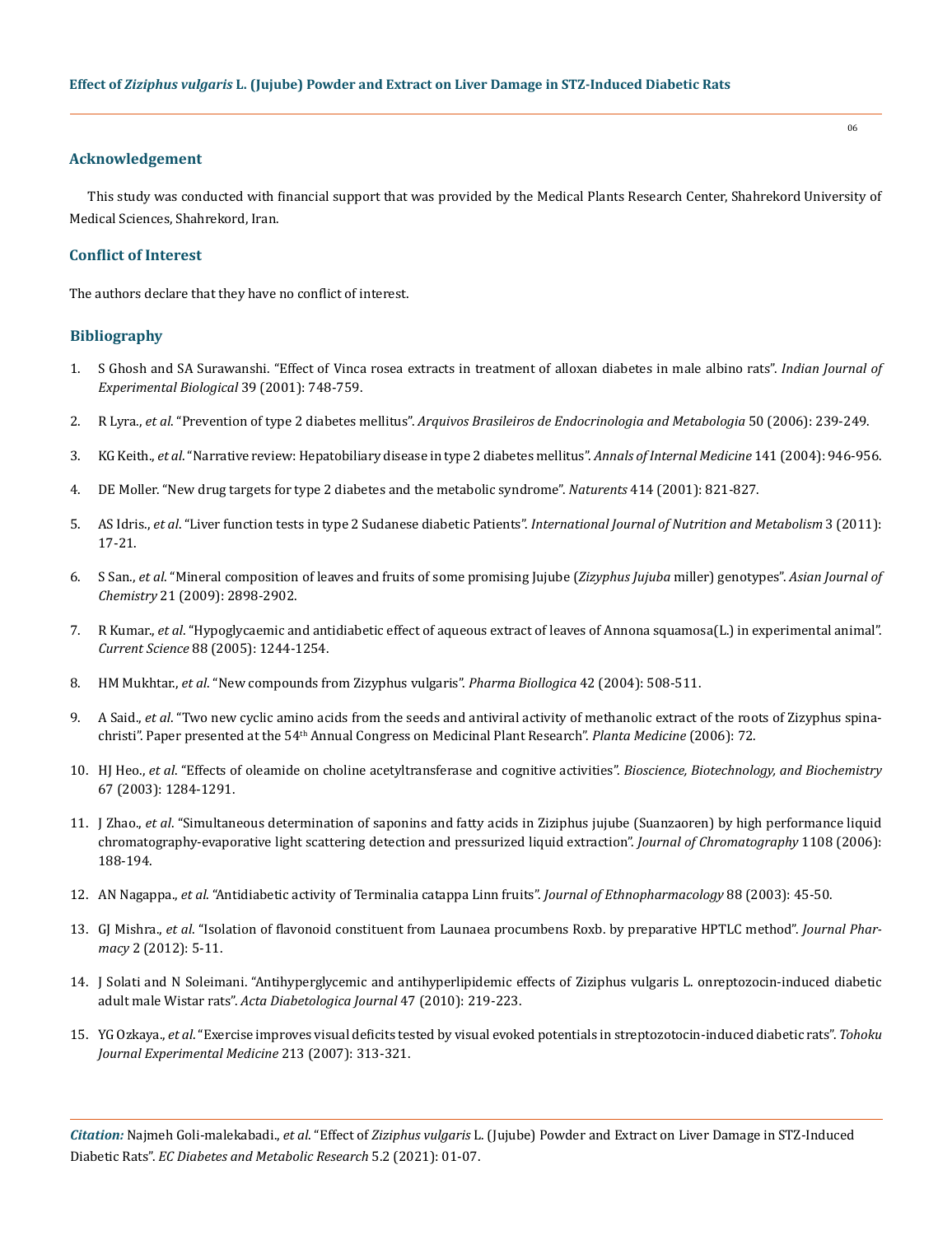## Acknowledgement

This study was conducted with financial support that was provided by the Medical Plants Research Center, Shahrekord University of Medical Sciences, Shahrekord, Iran.

## Conflict of Interest

The authors declare that they have no conflict of interest.

## Bibliography

1. S Ghosh and SA Surawanshi. "Effect of Vinca rosea extracts in treatment of alloxan diabetes in male albino rats". *Indian Journal of Experimental Biological* 39 (2001): 748-759.
2. R Lyra., *et al*. "Prevention of type 2 diabetes mellitus". *Arquivos Brasileiros de Endocrinologia and Metabologia* 50 (2006): 239-249.
3. KG Keith., *et al*. "Narrative review: Hepatobiliary disease in type 2 diabetes mellitus". *Annals of Internal Medicine* 141 (2004): 946-956.
4. DE Moller. "New drug targets for type 2 diabetes and the metabolic syndrome". *Naturents* 414 (2001): 821-827.
5. AS Idris., *et al*. "Liver function tests in type 2 Sudanese diabetic Patients". *International Journal of Nutrition and Metabolism* 3 (2011): 17-21.
6. S San., *et al*. "Mineral composition of leaves and fruits of some promising Jujube (*Zizyphus Jujuba* miller) genotypes". *Asian Journal of Chemistry* 21 (2009): 2898-2902.
7. R Kumar., *et al*. "Hypoglycaemic and antidiabetic effect of aqueous extract of leaves of Annona squamosa(L.) in experimental animal". *Current Science* 88 (2005): 1244-1254.
8. HM Mukhtar., *et al*. "New compounds from Zizyphus vulgaris". *Pharma Biollogica* 42 (2004): 508-511.
9. A Said., *et al*. "Two new cyclic amino acids from the seeds and antiviral activity of methanolic extract of the roots of Zizyphus spina-christi". Paper presented at the 54th Annual Congress on Medicinal Plant Research". *Planta Medicine* (2006): 72.
10. HJ Heo., *et al*. "Effects of oleamide on choline acetyltransferase and cognitive activities". *Bioscience, Biotechnology, and Biochemistry* 67 (2003): 1284-1291.
11. J Zhao., *et al*. "Simultaneous determination of saponins and fatty acids in Ziziphus jujube (Suanzaoren) by high performance liquid chromatography-evaporative light scattering detection and pressurized liquid extraction". *Journal of Chromatography* 1108 (2006): 188-194.
12. AN Nagappa., *et al*. "Antidiabetic activity of Terminalia catappa Linn fruits". *Journal of Ethnopharmacology* 88 (2003): 45-50.
13. GJ Mishra., *et al*. "Isolation of flavonoid constituent from Launaea procumbens Roxb. by preparative HPTLC method". *Journal Pharmacy* 2 (2012): 5-11.
14. J Solati and N Soleimani. "Antihyperglycemic and antihyperlipidemic effects of Ziziphus vulgaris L. onreptozocin-induced diabetic adult male Wistar rats". *Acta Diabetologica Journal* 47 (2010): 219-223.
15. YG Ozkaya., *et al*. "Exercise improves visual deficits tested by visual evoked potentials in streptozotocin-induced diabetic rats". *Tohoku Journal Experimental Medicine* 213 (2007): 313-321.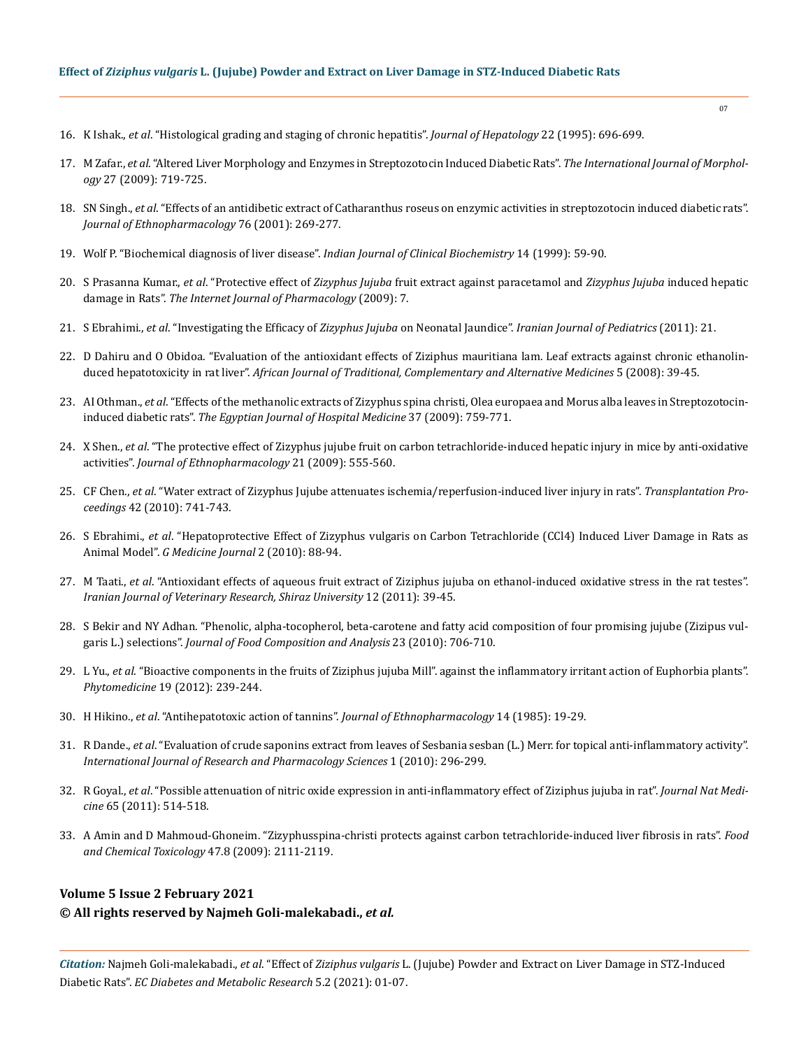16. K Ishak., *et al*. "Histological grading and staging of chronic hepatitis". *Journal of Hepatology* 22 (1995): 696-699.
17. M Zafar., *et al*. "Altered Liver Morphology and Enzymes in Streptozotocin Induced Diabetic Rats". *The International Journal of Morphology* 27 (2009): 719-725.
18. SN Singh., *et al*. "Effects of an antidibetic extract of Catharanthus roseus on enzymic activities in streptozotocin induced diabetic rats". *Journal of Ethnopharmacology* 76 (2001): 269-277.
19. Wolf P. "Biochemical diagnosis of liver disease". *Indian Journal of Clinical Biochemistry* 14 (1999): 59-90.
20. S Prasanna Kumar., *et al*. "Protective effect of *Zizyphus Jujuba* fruit extract against paracetamol and *Zizyphus Jujuba* induced hepatic damage in Rats". *The Internet Journal of Pharmacology* (2009): 7.
21. S Ebrahimi., *et al*. "Investigating the Efficacy of *Zizyphus Jujuba* on Neonatal Jaundice". *Iranian Journal of Pediatrics* (2011): 21.
22. D Dahiru and O Obidoa. "Evaluation of the antioxidant effects of Ziziphus mauritiana lam. Leaf extracts against chronic ethanolinduced hepatotoxicity in rat liver". *African Journal of Traditional, Complementary and Alternative Medicines* 5 (2008): 39-45.
23. AI Othman., *et al*. "Effects of the methanolic extracts of Zizyphus spina christi, Olea europaea and Morus alba leaves in Streptozotocin-induced diabetic rats". *The Egyptian Journal of Hospital Medicine* 37 (2009): 759-771.
24. X Shen., *et al*. "The protective effect of Zizyphus jujube fruit on carbon tetrachloride-induced hepatic injury in mice by anti-oxidative activities". *Journal of Ethnopharmacology* 21 (2009): 555-560.
25. CF Chen., *et al*. "Water extract of Zizyphus Jujube attenuates ischemia/reperfusion-induced liver injury in rats". *Transplantation Proceedings* 42 (2010): 741-743.
26. S Ebrahimi., *et al*. "Hepatoprotective Effect of Zizyphus vulgaris on Carbon Tetrachloride (CCl4) Induced Liver Damage in Rats as Animal Model". *G Medicine Journal* 2 (2010): 88-94.
27. M Taati., *et al*. "Antioxidant effects of aqueous fruit extract of Ziziphus jujuba on ethanol-induced oxidative stress in the rat testes". *Iranian Journal of Veterinary Research, Shiraz University* 12 (2011): 39-45.
28. S Bekir and NY Adhan. "Phenolic, alpha-tocopherol, beta-carotene and fatty acid composition of four promising jujube (Zizipus vulgaris L.) selections". *Journal of Food Composition and Analysis* 23 (2010): 706-710.
29. L Yu., *et al*. "Bioactive components in the fruits of Ziziphus jujuba Mill". against the inflammatory irritant action of Euphorbia plants". *Phytomedicine* 19 (2012): 239-244.
30. H Hikino., *et al*. "Antihepatotoxic action of tannins". *Journal of Ethnopharmacology* 14 (1985): 19-29.
31. R Dande., *et al*. "Evaluation of crude saponins extract from leaves of Sesbania sesban (L.) Merr. for topical anti-inflammatory activity". *International Journal of Research and Pharmacology Sciences* 1 (2010): 296-299.
32. R Goyal., *et al*. "Possible attenuation of nitric oxide expression in anti-inflammatory effect of Ziziphus jujuba in rat". *Journal Nat Medicine* 65 (2011): 514-518.
33. A Amin and D Mahmoud-Ghoneim. "Zizyphusspina-christi protects against carbon tetrachloride-induced liver fibrosis in rats". *Food and Chemical Toxicology* 47.8 (2009): 2111-2119.

**Volume 5 Issue 2 February 2021**
**© All rights reserved by Najmeh Goli-malekabadi., *et al.***